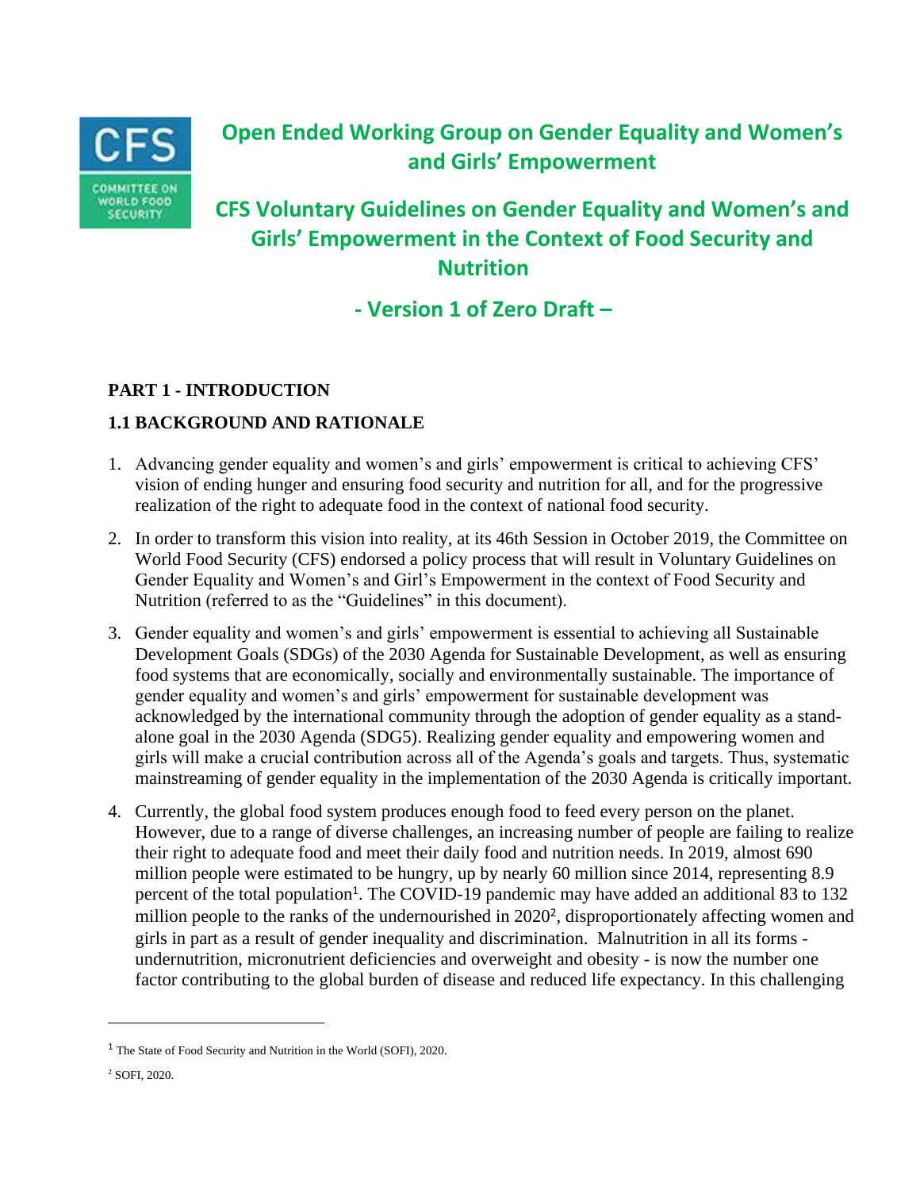# Open Ended Working Group on Gender Equality and Women's and Girls' Empowerment

# CFS Voluntary Guidelines on Gender Equality and Women's and Girls' Empowerment in the Context of Food Security and Nutrition

## - Version 1 of Zero Draft –

## PART 1 - INTRODUCTION

### 1.1 BACKGROUND AND RATIONALE

1. Advancing gender equality and women's and girls' empowerment is critical to achieving CFS' vision of ending hunger and ensuring food security and nutrition for all, and for the progressive realization of the right to adequate food in the context of national food security.

2. In order to transform this vision into reality, at its 46th Session in October 2019, the Committee on World Food Security (CFS) endorsed a policy process that will result in Voluntary Guidelines on Gender Equality and Women's and Girl's Empowerment in the context of Food Security and Nutrition (referred to as the "Guidelines" in this document).

3. Gender equality and women's and girls' empowerment is essential to achieving all Sustainable Development Goals (SDGs) of the 2030 Agenda for Sustainable Development, as well as ensuring food systems that are economically, socially and environmentally sustainable. The importance of gender equality and women's and girls' empowerment for sustainable development was acknowledged by the international community through the adoption of gender equality as a stand-alone goal in the 2030 Agenda (SDG5). Realizing gender equality and empowering women and girls will make a crucial contribution across all of the Agenda's goals and targets. Thus, systematic mainstreaming of gender equality in the implementation of the 2030 Agenda is critically important.

4. Currently, the global food system produces enough food to feed every person on the planet. However, due to a range of diverse challenges, an increasing number of people are failing to realize their right to adequate food and meet their daily food and nutrition needs. In 2019, almost 690 million people were estimated to be hungry, up by nearly 60 million since 2014, representing 8.9 percent of the total population[1]. The COVID-19 pandemic may have added an additional 83 to 132 million people to the ranks of the undernourished in 2020[2], disproportionately affecting women and girls in part as a result of gender inequality and discrimination. Malnutrition in all its forms - undernutrition, micronutrient deficiencies and overweight and obesity - is now the number one factor contributing to the global burden of disease and reduced life expectancy. In this challenging

[1] The State of Food Security and Nutrition in the World (SOFI), 2020.

[2] SOFI, 2020.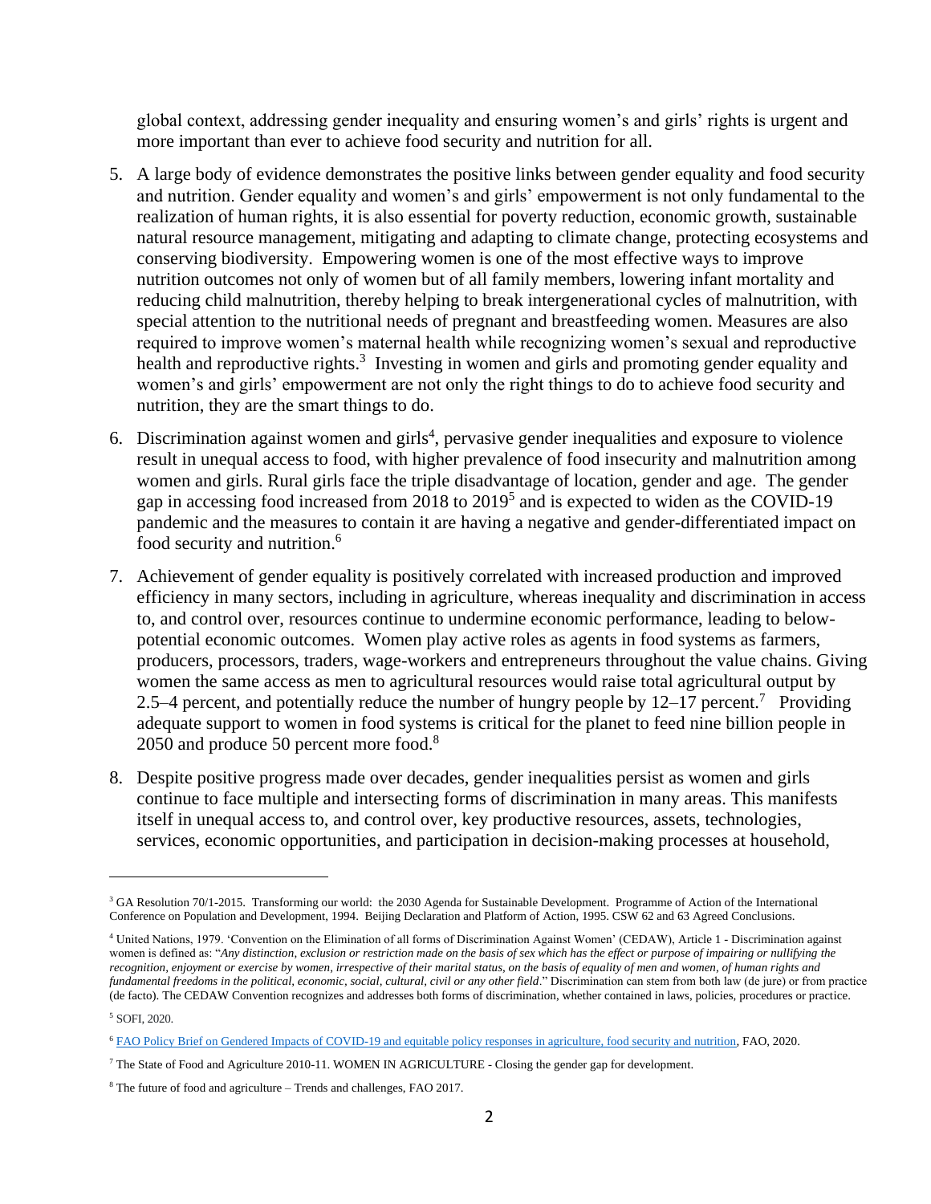global context, addressing gender inequality and ensuring women's and girls' rights is urgent and more important than ever to achieve food security and nutrition for all.

5. A large body of evidence demonstrates the positive links between gender equality and food security and nutrition. Gender equality and women's and girls' empowerment is not only fundamental to the realization of human rights, it is also essential for poverty reduction, economic growth, sustainable natural resource management, mitigating and adapting to climate change, protecting ecosystems and conserving biodiversity. Empowering women is one of the most effective ways to improve nutrition outcomes not only of women but of all family members, lowering infant mortality and reducing child malnutrition, thereby helping to break intergenerational cycles of malnutrition, with special attention to the nutritional needs of pregnant and breastfeeding women. Measures are also required to improve women's maternal health while recognizing women's sexual and reproductive health and reproductive rights.[3] Investing in women and girls and promoting gender equality and women's and girls' empowerment are not only the right things to do to achieve food security and nutrition, they are the smart things to do.

6. Discrimination against women and girls[4], pervasive gender inequalities and exposure to violence result in unequal access to food, with higher prevalence of food insecurity and malnutrition among women and girls. Rural girls face the triple disadvantage of location, gender and age. The gender gap in accessing food increased from 2018 to 2019[5] and is expected to widen as the COVID-19 pandemic and the measures to contain it are having a negative and gender-differentiated impact on food security and nutrition.[6]

7. Achievement of gender equality is positively correlated with increased production and improved efficiency in many sectors, including in agriculture, whereas inequality and discrimination in access to, and control over, resources continue to undermine economic performance, leading to below-potential economic outcomes. Women play active roles as agents in food systems as farmers, producers, processors, traders, wage-workers and entrepreneurs throughout the value chains. Giving women the same access as men to agricultural resources would raise total agricultural output by 2.5–4 percent, and potentially reduce the number of hungry people by 12–17 percent.[7] Providing adequate support to women in food systems is critical for the planet to feed nine billion people in 2050 and produce 50 percent more food.[8]

8. Despite positive progress made over decades, gender inequalities persist as women and girls continue to face multiple and intersecting forms of discrimination in many areas. This manifests itself in unequal access to, and control over, key productive resources, assets, technologies, services, economic opportunities, and participation in decision-making processes at household,

---

[3] GA Resolution 70/1-2015. Transforming our world: the 2030 Agenda for Sustainable Development. Programme of Action of the International Conference on Population and Development, 1994. Beijing Declaration and Platform of Action, 1995. CSW 62 and 63 Agreed Conclusions.

[4] United Nations, 1979. 'Convention on the Elimination of all forms of Discrimination Against Women' (CEDAW), Article 1 - Discrimination against women is defined as: "*Any distinction, exclusion or restriction made on the basis of sex which has the effect or purpose of impairing or nullifying the recognition, enjoyment or exercise by women, irrespective of their marital status, on the basis of equality of men and women, of human rights and fundamental freedoms in the political, economic, social, cultural, civil or any other field*." Discrimination can stem from both law (de jure) or from practice (de facto). The CEDAW Convention recognizes and addresses both forms of discrimination, whether contained in laws, policies, procedures or practice.

[5] SOFI, 2020.

[6] FAO Policy Brief on Gendered Impacts of COVID-19 and equitable policy responses in agriculture, food security and nutrition, FAO, 2020.

[7] The State of Food and Agriculture 2010-11. WOMEN IN AGRICULTURE - Closing the gender gap for development.

[8] The future of food and agriculture – Trends and challenges, FAO 2017.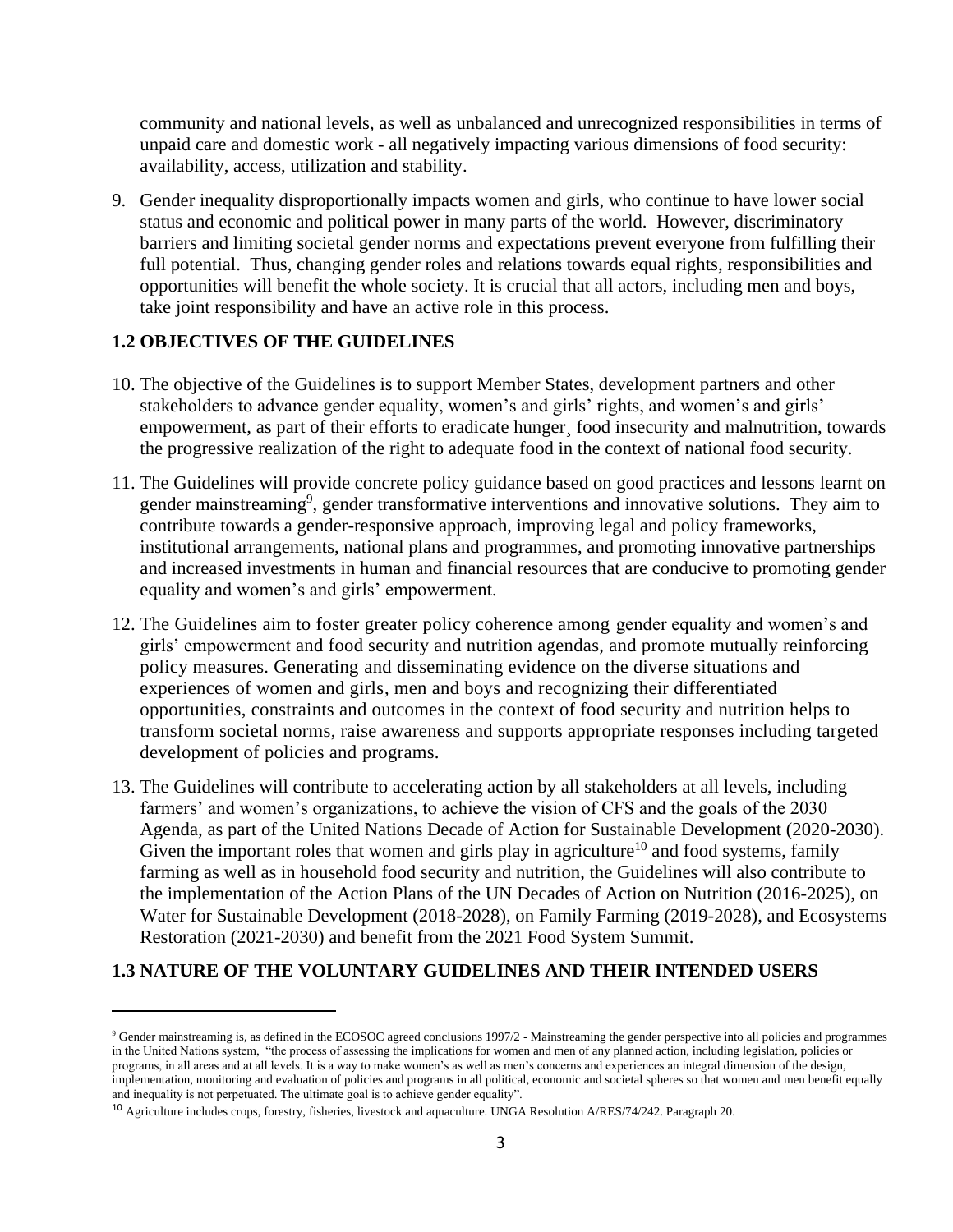community and national levels, as well as unbalanced and unrecognized responsibilities in terms of unpaid care and domestic work - all negatively impacting various dimensions of food security: availability, access, utilization and stability.

9. Gender inequality disproportionally impacts women and girls, who continue to have lower social status and economic and political power in many parts of the world. However, discriminatory barriers and limiting societal gender norms and expectations prevent everyone from fulfilling their full potential. Thus, changing gender roles and relations towards equal rights, responsibilities and opportunities will benefit the whole society. It is crucial that all actors, including men and boys, take joint responsibility and have an active role in this process.

## 1.2 OBJECTIVES OF THE GUIDELINES

10. The objective of the Guidelines is to support Member States, development partners and other stakeholders to advance gender equality, women's and girls' rights, and women's and girls' empowerment, as part of their efforts to eradicate hunger¸ food insecurity and malnutrition, towards the progressive realization of the right to adequate food in the context of national food security.

11. The Guidelines will provide concrete policy guidance based on good practices and lessons learnt on gender mainstreaming[9], gender transformative interventions and innovative solutions. They aim to contribute towards a gender-responsive approach, improving legal and policy frameworks, institutional arrangements, national plans and programmes, and promoting innovative partnerships and increased investments in human and financial resources that are conducive to promoting gender equality and women's and girls' empowerment.

12. The Guidelines aim to foster greater policy coherence among gender equality and women's and girls' empowerment and food security and nutrition agendas, and promote mutually reinforcing policy measures. Generating and disseminating evidence on the diverse situations and experiences of women and girls, men and boys and recognizing their differentiated opportunities, constraints and outcomes in the context of food security and nutrition helps to transform societal norms, raise awareness and supports appropriate responses including targeted development of policies and programs.

13. The Guidelines will contribute to accelerating action by all stakeholders at all levels, including farmers' and women's organizations, to achieve the vision of CFS and the goals of the 2030 Agenda, as part of the United Nations Decade of Action for Sustainable Development (2020-2030). Given the important roles that women and girls play in agriculture[10] and food systems, family farming as well as in household food security and nutrition, the Guidelines will also contribute to the implementation of the Action Plans of the UN Decades of Action on Nutrition (2016-2025), on Water for Sustainable Development (2018-2028), on Family Farming (2019-2028), and Ecosystems Restoration (2021-2030) and benefit from the 2021 Food System Summit.

## 1.3 NATURE OF THE VOLUNTARY GUIDELINES AND THEIR INTENDED USERS

---

[9] Gender mainstreaming is, as defined in the ECOSOC agreed conclusions 1997/2 - Mainstreaming the gender perspective into all policies and programmes in the United Nations system, "the process of assessing the implications for women and men of any planned action, including legislation, policies or programs, in all areas and at all levels. It is a way to make women's as well as men's concerns and experiences an integral dimension of the design, implementation, monitoring and evaluation of policies and programs in all political, economic and societal spheres so that women and men benefit equally and inequality is not perpetuated. The ultimate goal is to achieve gender equality".

[10] Agriculture includes crops, forestry, fisheries, livestock and aquaculture. UNGA Resolution A/RES/74/242. Paragraph 20.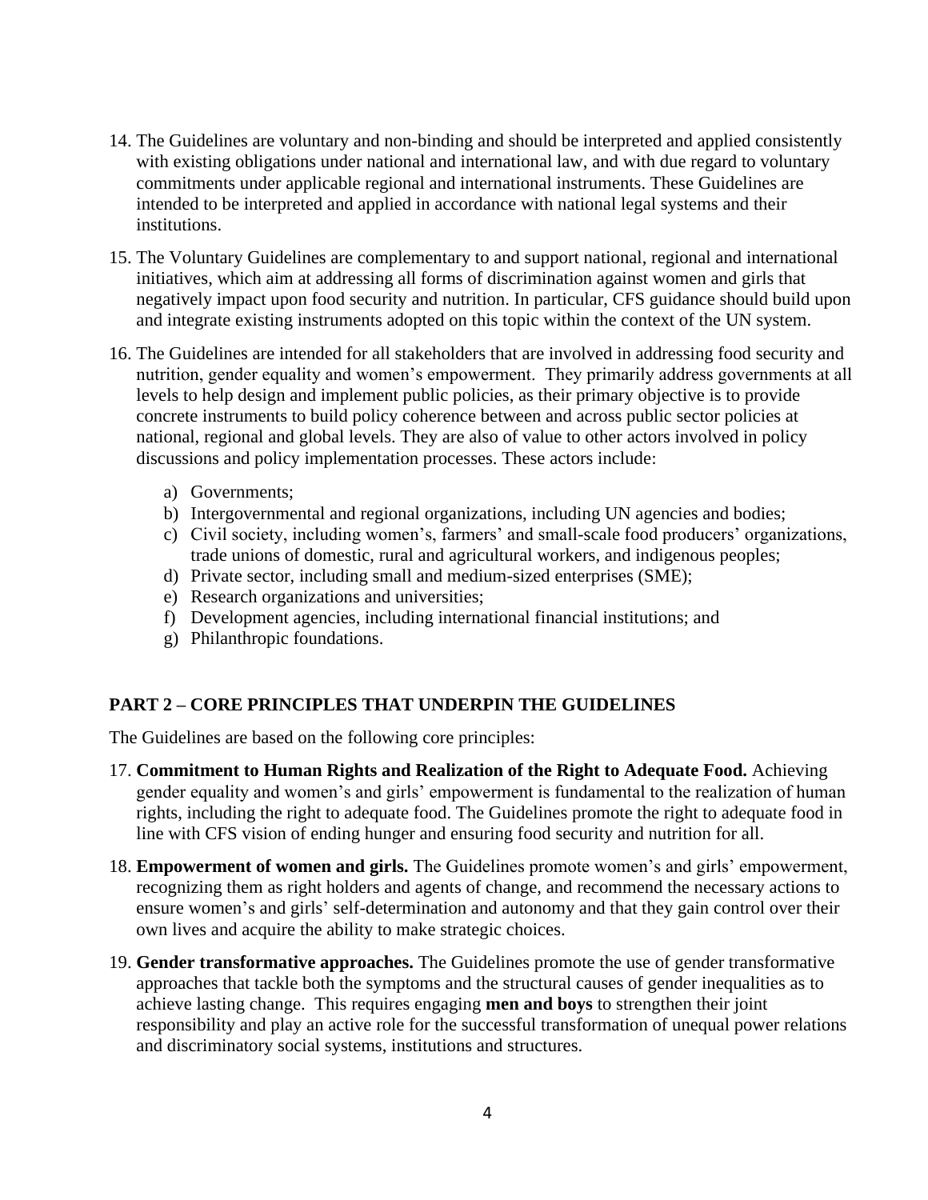14. The Guidelines are voluntary and non-binding and should be interpreted and applied consistently with existing obligations under national and international law, and with due regard to voluntary commitments under applicable regional and international instruments. These Guidelines are intended to be interpreted and applied in accordance with national legal systems and their institutions.

15. The Voluntary Guidelines are complementary to and support national, regional and international initiatives, which aim at addressing all forms of discrimination against women and girls that negatively impact upon food security and nutrition. In particular, CFS guidance should build upon and integrate existing instruments adopted on this topic within the context of the UN system.

16. The Guidelines are intended for all stakeholders that are involved in addressing food security and nutrition, gender equality and women's empowerment. They primarily address governments at all levels to help design and implement public policies, as their primary objective is to provide concrete instruments to build policy coherence between and across public sector policies at national, regional and global levels. They are also of value to other actors involved in policy discussions and policy implementation processes. These actors include:

    a) Governments;
    b) Intergovernmental and regional organizations, including UN agencies and bodies;
    c) Civil society, including women's, farmers' and small-scale food producers' organizations, trade unions of domestic, rural and agricultural workers, and indigenous peoples;
    d) Private sector, including small and medium-sized enterprises (SME);
    e) Research organizations and universities;
    f) Development agencies, including international financial institutions; and
    g) Philanthropic foundations.

## PART 2 – CORE PRINCIPLES THAT UNDERPIN THE GUIDELINES

The Guidelines are based on the following core principles:

17. **Commitment to Human Rights and Realization of the Right to Adequate Food.** Achieving gender equality and women's and girls' empowerment is fundamental to the realization of human rights, including the right to adequate food. The Guidelines promote the right to adequate food in line with CFS vision of ending hunger and ensuring food security and nutrition for all.

18. **Empowerment of women and girls.** The Guidelines promote women's and girls' empowerment, recognizing them as right holders and agents of change, and recommend the necessary actions to ensure women's and girls' self-determination and autonomy and that they gain control over their own lives and acquire the ability to make strategic choices.

19. **Gender transformative approaches.** The Guidelines promote the use of gender transformative approaches that tackle both the symptoms and the structural causes of gender inequalities as to achieve lasting change. This requires engaging **men and boys** to strengthen their joint responsibility and play an active role for the successful transformation of unequal power relations and discriminatory social systems, institutions and structures.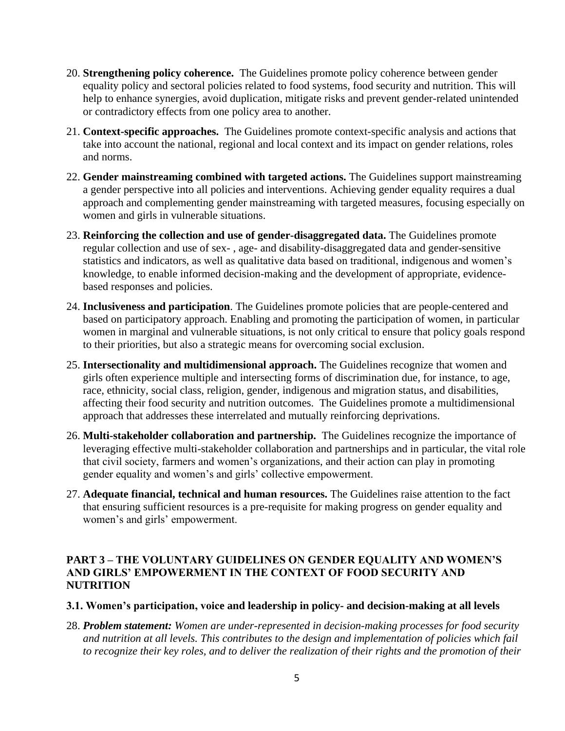20. **Strengthening policy coherence.** The Guidelines promote policy coherence between gender equality policy and sectoral policies related to food systems, food security and nutrition. This will help to enhance synergies, avoid duplication, mitigate risks and prevent gender-related unintended or contradictory effects from one policy area to another.

21. **Context-specific approaches.** The Guidelines promote context-specific analysis and actions that take into account the national, regional and local context and its impact on gender relations, roles and norms.

22. **Gender mainstreaming combined with targeted actions.** The Guidelines support mainstreaming a gender perspective into all policies and interventions. Achieving gender equality requires a dual approach and complementing gender mainstreaming with targeted measures, focusing especially on women and girls in vulnerable situations.

23. **Reinforcing the collection and use of gender-disaggregated data.** The Guidelines promote regular collection and use of sex- , age- and disability-disaggregated data and gender-sensitive statistics and indicators, as well as qualitative data based on traditional, indigenous and women's knowledge, to enable informed decision-making and the development of appropriate, evidence-based responses and policies.

24. **Inclusiveness and participation**. The Guidelines promote policies that are people-centered and based on participatory approach. Enabling and promoting the participation of women, in particular women in marginal and vulnerable situations, is not only critical to ensure that policy goals respond to their priorities, but also a strategic means for overcoming social exclusion.

25. **Intersectionality and multidimensional approach.** The Guidelines recognize that women and girls often experience multiple and intersecting forms of discrimination due, for instance, to age, race, ethnicity, social class, religion, gender, indigenous and migration status, and disabilities, affecting their food security and nutrition outcomes. The Guidelines promote a multidimensional approach that addresses these interrelated and mutually reinforcing deprivations.

26. **Multi-stakeholder collaboration and partnership.** The Guidelines recognize the importance of leveraging effective multi-stakeholder collaboration and partnerships and in particular, the vital role that civil society, farmers and women's organizations, and their action can play in promoting gender equality and women's and girls' collective empowerment.

27. **Adequate financial, technical and human resources.** The Guidelines raise attention to the fact that ensuring sufficient resources is a pre-requisite for making progress on gender equality and women's and girls' empowerment.

## PART 3 – THE VOLUNTARY GUIDELINES ON GENDER EQUALITY AND WOMEN'S AND GIRLS' EMPOWERMENT IN THE CONTEXT OF FOOD SECURITY AND NUTRITION

### 3.1. Women's participation, voice and leadership in policy- and decision-making at all levels

28. ***Problem statement:*** *Women are under-represented in decision-making processes for food security and nutrition at all levels. This contributes to the design and implementation of policies which fail to recognize their key roles, and to deliver the realization of their rights and the promotion of their*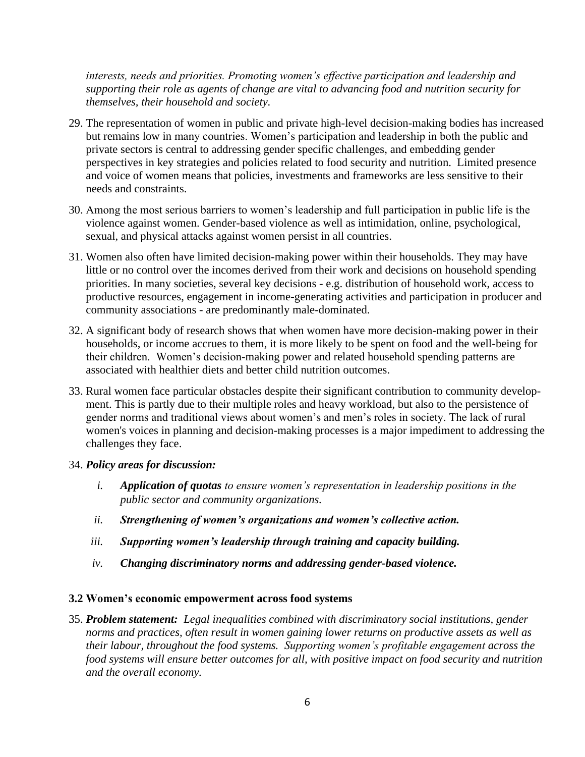*interests, needs and priorities. Promoting women's effective participation and leadership and supporting their role as agents of change are vital to advancing food and nutrition security for themselves, their household and society.*

29. The representation of women in public and private high-level decision-making bodies has increased but remains low in many countries. Women's participation and leadership in both the public and private sectors is central to addressing gender specific challenges, and embedding gender perspectives in key strategies and policies related to food security and nutrition. Limited presence and voice of women means that policies, investments and frameworks are less sensitive to their needs and constraints.

30. Among the most serious barriers to women's leadership and full participation in public life is the violence against women. Gender-based violence as well as intimidation, online, psychological, sexual, and physical attacks against women persist in all countries.

31. Women also often have limited decision-making power within their households. They may have little or no control over the incomes derived from their work and decisions on household spending priorities. In many societies, several key decisions - e.g. distribution of household work, access to productive resources, engagement in income-generating activities and participation in producer and community associations - are predominantly male-dominated.

32. A significant body of research shows that when women have more decision-making power in their households, or income accrues to them, it is more likely to be spent on food and the well-being for their children. Women's decision-making power and related household spending patterns are associated with healthier diets and better child nutrition outcomes.

33. Rural women face particular obstacles despite their significant contribution to community development. This is partly due to their multiple roles and heavy workload, but also to the persistence of gender norms and traditional views about women's and men's roles in society. The lack of rural women's voices in planning and decision-making processes is a major impediment to addressing the challenges they face.

34. ***Policy areas for discussion:***

    i. ***Application of quotas*** *to ensure women's representation in leadership positions in the public sector and community organizations.*

    ii. ***Strengthening of women's organizations and women's collective action.***

    iii. ***Supporting women's leadership through training and capacity building.***

    iv. ***Changing discriminatory norms and addressing gender-based violence.***

### 3.2 Women's economic empowerment across food systems

35. ***Problem statement:*** *Legal inequalities combined with discriminatory social institutions, gender norms and practices, often result in women gaining lower returns on productive assets as well as their labour, throughout the food systems. Supporting women's profitable engagement across the food systems will ensure better outcomes for all, with positive impact on food security and nutrition and the overall economy.*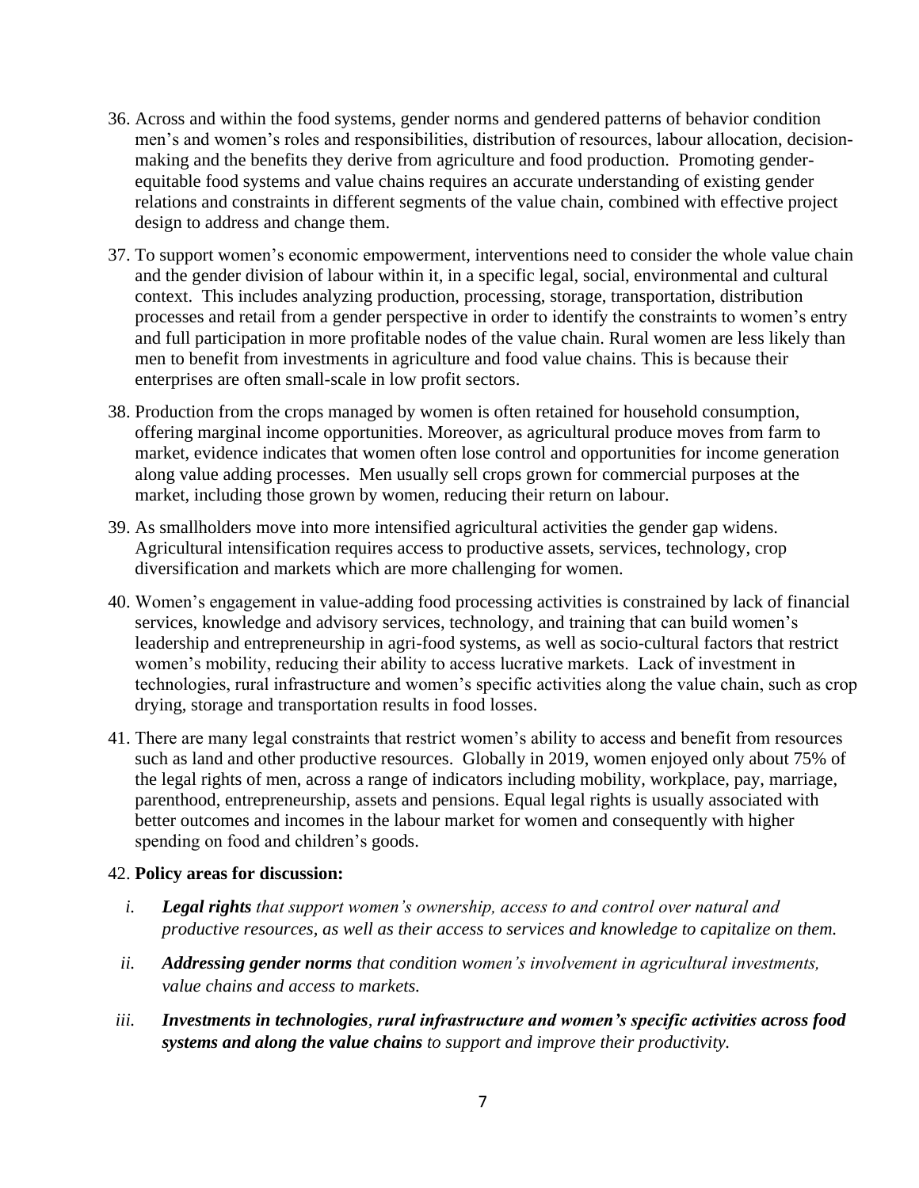36. Across and within the food systems, gender norms and gendered patterns of behavior condition men's and women's roles and responsibilities, distribution of resources, labour allocation, decision-making and the benefits they derive from agriculture and food production. Promoting gender-equitable food systems and value chains requires an accurate understanding of existing gender relations and constraints in different segments of the value chain, combined with effective project design to address and change them.

37. To support women's economic empowerment, interventions need to consider the whole value chain and the gender division of labour within it, in a specific legal, social, environmental and cultural context. This includes analyzing production, processing, storage, transportation, distribution processes and retail from a gender perspective in order to identify the constraints to women's entry and full participation in more profitable nodes of the value chain. Rural women are less likely than men to benefit from investments in agriculture and food value chains. This is because their enterprises are often small-scale in low profit sectors.

38. Production from the crops managed by women is often retained for household consumption, offering marginal income opportunities. Moreover, as agricultural produce moves from farm to market, evidence indicates that women often lose control and opportunities for income generation along value adding processes. Men usually sell crops grown for commercial purposes at the market, including those grown by women, reducing their return on labour.

39. As smallholders move into more intensified agricultural activities the gender gap widens. Agricultural intensification requires access to productive assets, services, technology, crop diversification and markets which are more challenging for women.

40. Women's engagement in value-adding food processing activities is constrained by lack of financial services, knowledge and advisory services, technology, and training that can build women's leadership and entrepreneurship in agri-food systems, as well as socio-cultural factors that restrict women's mobility, reducing their ability to access lucrative markets. Lack of investment in technologies, rural infrastructure and women's specific activities along the value chain, such as crop drying, storage and transportation results in food losses.

41. There are many legal constraints that restrict women's ability to access and benefit from resources such as land and other productive resources. Globally in 2019, women enjoyed only about 75% of the legal rights of men, across a range of indicators including mobility, workplace, pay, marriage, parenthood, entrepreneurship, assets and pensions. Equal legal rights is usually associated with better outcomes and incomes in the labour market for women and consequently with higher spending on food and children's goods.

42. **Policy areas for discussion:**

   i. ***Legal rights*** *that support women's ownership, access to and control over natural and productive resources, as well as their access to services and knowledge to capitalize on them.*

   ii. ***Addressing gender norms*** *that condition women's involvement in agricultural investments, value chains and access to markets.*

   iii. ***Investments in technologies, rural infrastructure and women's specific activities across food systems and along the value chains*** *to support and improve their productivity.*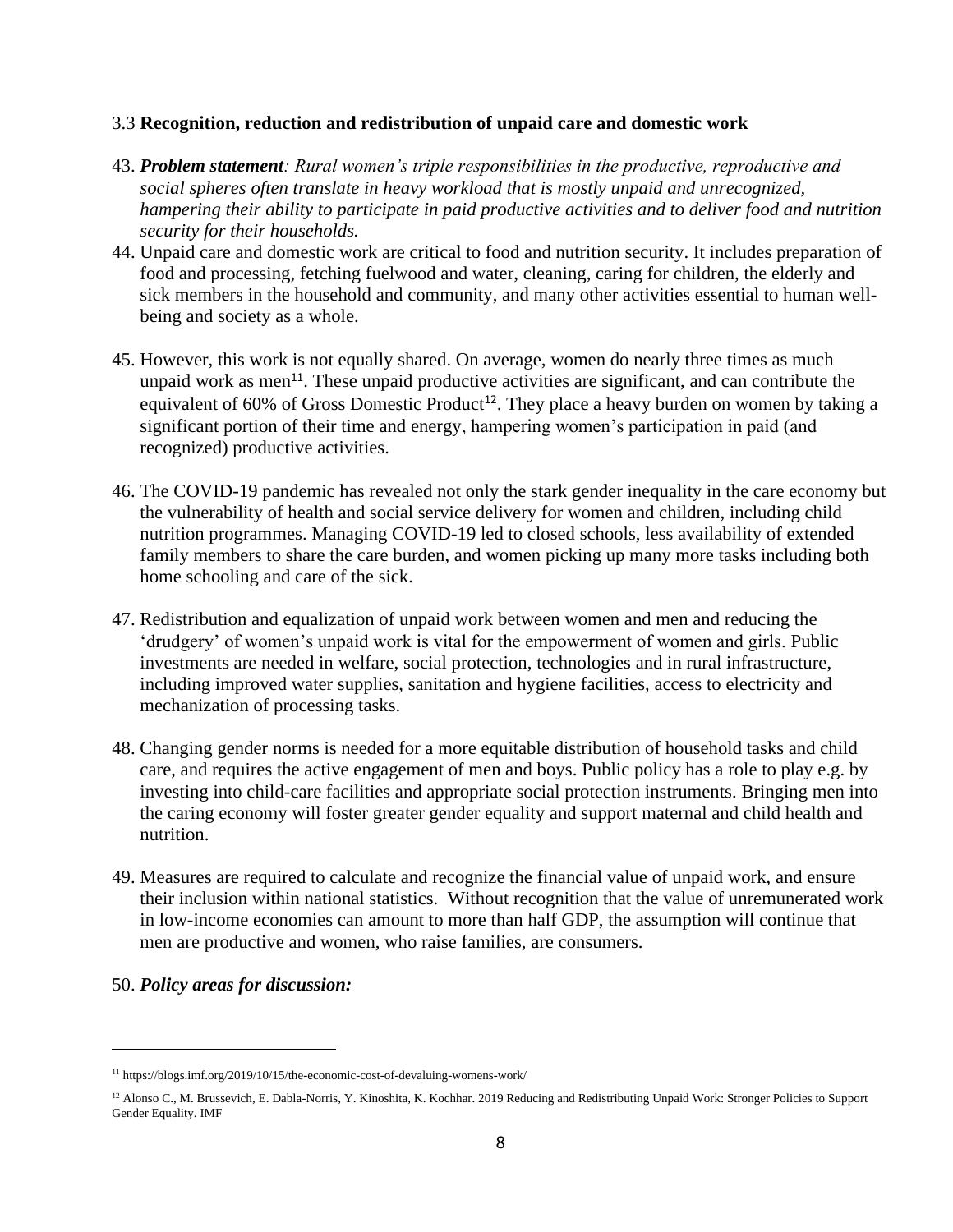### 3.3 **Recognition, reduction and redistribution of unpaid care and domestic work**

43. ***Problem statement****: Rural women's triple responsibilities in the productive, reproductive and social spheres often translate in heavy workload that is mostly unpaid and unrecognized, hampering their ability to participate in paid productive activities and to deliver food and nutrition security for their households.*

44. Unpaid care and domestic work are critical to food and nutrition security. It includes preparation of food and processing, fetching fuelwood and water, cleaning, caring for children, the elderly and sick members in the household and community, and many other activities essential to human well-being and society as a whole.

45. However, this work is not equally shared. On average, women do nearly three times as much unpaid work as men[11]. These unpaid productive activities are significant, and can contribute the equivalent of 60% of Gross Domestic Product[12]. They place a heavy burden on women by taking a significant portion of their time and energy, hampering women's participation in paid (and recognized) productive activities.

46. The COVID-19 pandemic has revealed not only the stark gender inequality in the care economy but the vulnerability of health and social service delivery for women and children, including child nutrition programmes. Managing COVID-19 led to closed schools, less availability of extended family members to share the care burden, and women picking up many more tasks including both home schooling and care of the sick.

47. Redistribution and equalization of unpaid work between women and men and reducing the 'drudgery' of women's unpaid work is vital for the empowerment of women and girls. Public investments are needed in welfare, social protection, technologies and in rural infrastructure, including improved water supplies, sanitation and hygiene facilities, access to electricity and mechanization of processing tasks.

48. Changing gender norms is needed for a more equitable distribution of household tasks and child care, and requires the active engagement of men and boys. Public policy has a role to play e.g. by investing into child-care facilities and appropriate social protection instruments. Bringing men into the caring economy will foster greater gender equality and support maternal and child health and nutrition.

49. Measures are required to calculate and recognize the financial value of unpaid work, and ensure their inclusion within national statistics. Without recognition that the value of unremunerated work in low-income economies can amount to more than half GDP, the assumption will continue that men are productive and women, who raise families, are consumers.

50. ***Policy areas for discussion:***

---

[11] https://blogs.imf.org/2019/10/15/the-economic-cost-of-devaluing-womens-work/

[12] Alonso C., M. Brussevich, E. Dabla-Norris, Y. Kinoshita, K. Kochhar. 2019 Reducing and Redistributing Unpaid Work: Stronger Policies to Support Gender Equality. IMF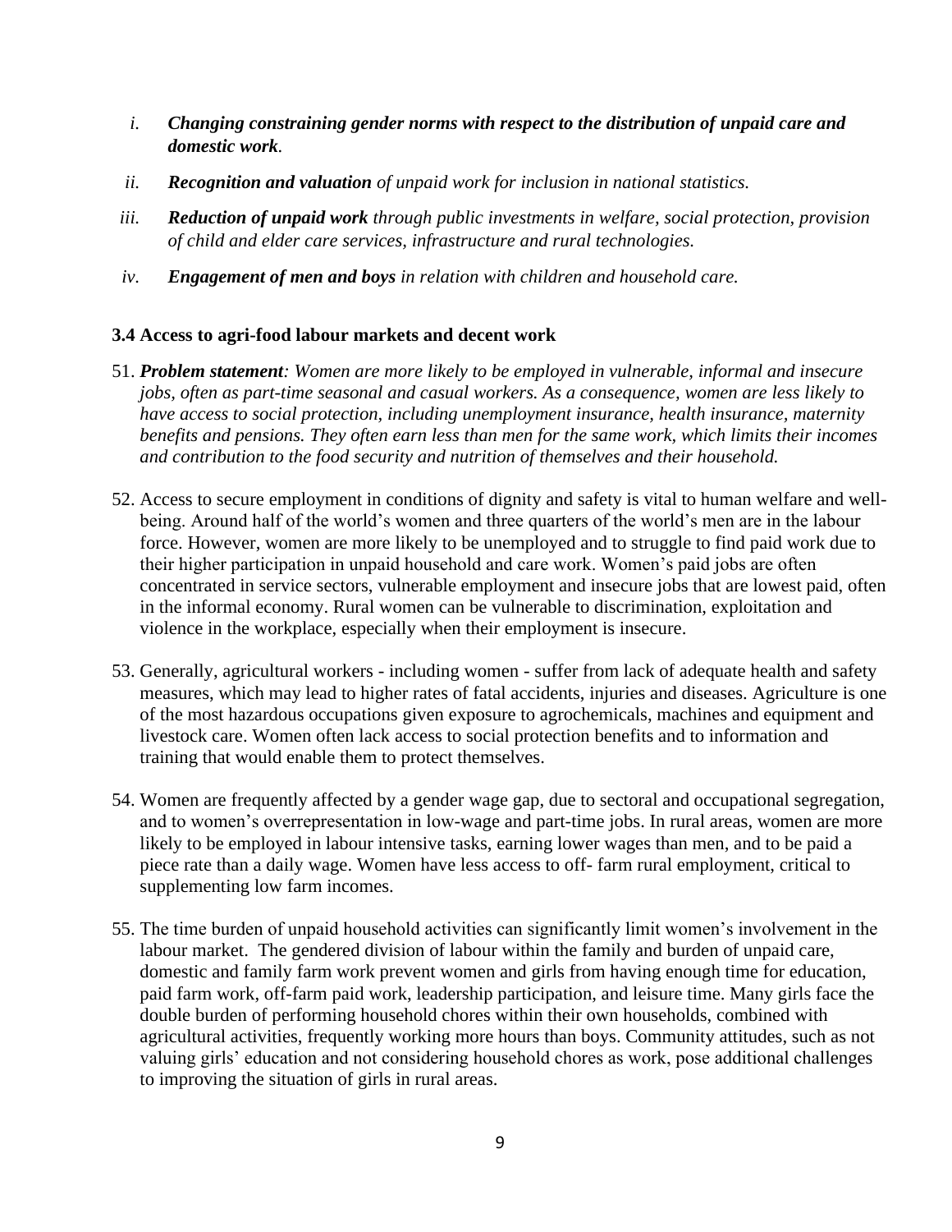i. ***Changing constraining gender norms with respect to the distribution of unpaid care and domestic work**.*

ii. ***Recognition and valuation** of unpaid work for inclusion in national statistics.*

iii. ***Reduction of unpaid work** through public investments in welfare, social protection, provision of child and elder care services, infrastructure and rural technologies.*

iv. ***Engagement of men and boys** in relation with children and household care.*

### 3.4 Access to agri-food labour markets and decent work

51. ***Problem statement**: Women are more likely to be employed in vulnerable, informal and insecure jobs, often as part-time seasonal and casual workers. As a consequence, women are less likely to have access to social protection, including unemployment insurance, health insurance, maternity benefits and pensions. They often earn less than men for the same work, which limits their incomes and contribution to the food security and nutrition of themselves and their household.*

52. Access to secure employment in conditions of dignity and safety is vital to human welfare and well-being. Around half of the world's women and three quarters of the world's men are in the labour force. However, women are more likely to be unemployed and to struggle to find paid work due to their higher participation in unpaid household and care work. Women's paid jobs are often concentrated in service sectors, vulnerable employment and insecure jobs that are lowest paid, often in the informal economy. Rural women can be vulnerable to discrimination, exploitation and violence in the workplace, especially when their employment is insecure.

53. Generally, agricultural workers - including women - suffer from lack of adequate health and safety measures, which may lead to higher rates of fatal accidents, injuries and diseases. Agriculture is one of the most hazardous occupations given exposure to agrochemicals, machines and equipment and livestock care. Women often lack access to social protection benefits and to information and training that would enable them to protect themselves.

54. Women are frequently affected by a gender wage gap, due to sectoral and occupational segregation, and to women's overrepresentation in low-wage and part-time jobs. In rural areas, women are more likely to be employed in labour intensive tasks, earning lower wages than men, and to be paid a piece rate than a daily wage. Women have less access to off- farm rural employment, critical to supplementing low farm incomes.

55. The time burden of unpaid household activities can significantly limit women's involvement in the labour market. The gendered division of labour within the family and burden of unpaid care, domestic and family farm work prevent women and girls from having enough time for education, paid farm work, off-farm paid work, leadership participation, and leisure time. Many girls face the double burden of performing household chores within their own households, combined with agricultural activities, frequently working more hours than boys. Community attitudes, such as not valuing girls' education and not considering household chores as work, pose additional challenges to improving the situation of girls in rural areas.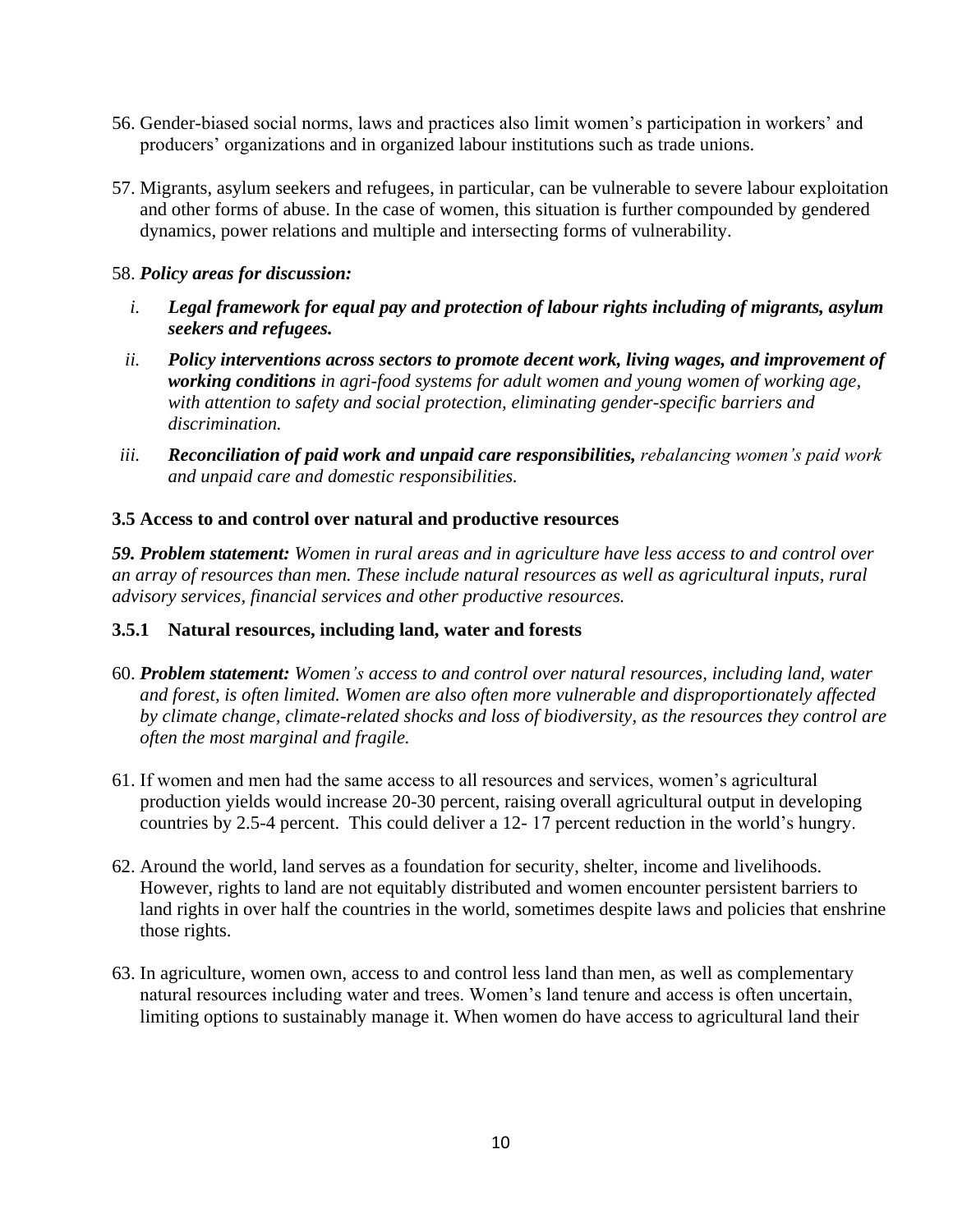56. Gender-biased social norms, laws and practices also limit women's participation in workers' and producers' organizations and in organized labour institutions such as trade unions.

57. Migrants, asylum seekers and refugees, in particular, can be vulnerable to severe labour exploitation and other forms of abuse. In the case of women, this situation is further compounded by gendered dynamics, power relations and multiple and intersecting forms of vulnerability.

58. ***Policy areas for discussion:***

   i. ***Legal framework for equal pay and protection of labour rights including of migrants, asylum seekers and refugees.***

   ii. ***Policy interventions across sectors to promote decent work, living wages, and improvement of working conditions*** *in agri-food systems for adult women and young women of working age, with attention to safety and social protection, eliminating gender-specific barriers and discrimination.*

   iii. ***Reconciliation of paid work and unpaid care responsibilities,*** *rebalancing women's paid work and unpaid care and domestic responsibilities.*

### 3.5 Access to and control over natural and productive resources

***59. Problem statement:*** *Women in rural areas and in agriculture have less access to and control over an array of resources than men. These include natural resources as well as agricultural inputs, rural advisory services, financial services and other productive resources.*

#### 3.5.1 Natural resources, including land, water and forests

60. ***Problem statement:*** *Women's access to and control over natural resources, including land, water and forest, is often limited. Women are also often more vulnerable and disproportionately affected by climate change, climate-related shocks and loss of biodiversity, as the resources they control are often the most marginal and fragile.*

61. If women and men had the same access to all resources and services, women's agricultural production yields would increase 20-30 percent, raising overall agricultural output in developing countries by 2.5-4 percent. This could deliver a 12- 17 percent reduction in the world's hungry.

62. Around the world, land serves as a foundation for security, shelter, income and livelihoods. However, rights to land are not equitably distributed and women encounter persistent barriers to land rights in over half the countries in the world, sometimes despite laws and policies that enshrine those rights.

63. In agriculture, women own, access to and control less land than men, as well as complementary natural resources including water and trees. Women's land tenure and access is often uncertain, limiting options to sustainably manage it. When women do have access to agricultural land their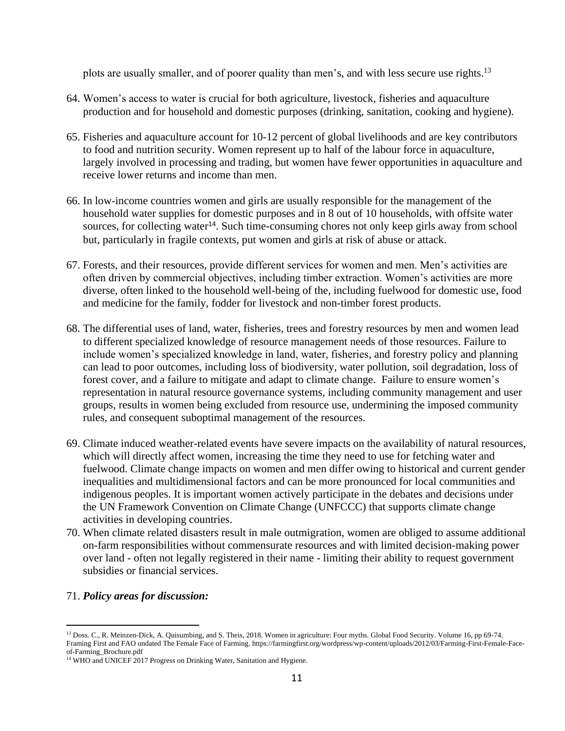plots are usually smaller, and of poorer quality than men's, and with less secure use rights.[13]

64. Women's access to water is crucial for both agriculture, livestock, fisheries and aquaculture production and for household and domestic purposes (drinking, sanitation, cooking and hygiene).

65. Fisheries and aquaculture account for 10-12 percent of global livelihoods and are key contributors to food and nutrition security. Women represent up to half of the labour force in aquaculture, largely involved in processing and trading, but women have fewer opportunities in aquaculture and receive lower returns and income than men.

66. In low-income countries women and girls are usually responsible for the management of the household water supplies for domestic purposes and in 8 out of 10 households, with offsite water sources, for collecting water[14]. Such time-consuming chores not only keep girls away from school but, particularly in fragile contexts, put women and girls at risk of abuse or attack.

67. Forests, and their resources, provide different services for women and men. Men's activities are often driven by commercial objectives, including timber extraction. Women's activities are more diverse, often linked to the household well-being of the, including fuelwood for domestic use, food and medicine for the family, fodder for livestock and non-timber forest products.

68. The differential uses of land, water, fisheries, trees and forestry resources by men and women lead to different specialized knowledge of resource management needs of those resources. Failure to include women's specialized knowledge in land, water, fisheries, and forestry policy and planning can lead to poor outcomes, including loss of biodiversity, water pollution, soil degradation, loss of forest cover, and a failure to mitigate and adapt to climate change. Failure to ensure women's representation in natural resource governance systems, including community management and user groups, results in women being excluded from resource use, undermining the imposed community rules, and consequent suboptimal management of the resources.

69. Climate induced weather-related events have severe impacts on the availability of natural resources, which will directly affect women, increasing the time they need to use for fetching water and fuelwood. Climate change impacts on women and men differ owing to historical and current gender inequalities and multidimensional factors and can be more pronounced for local communities and indigenous peoples. It is important women actively participate in the debates and decisions under the UN Framework Convention on Climate Change (UNFCCC) that supports climate change activities in developing countries.

70. When climate related disasters result in male outmigration, women are obliged to assume additional on-farm responsibilities without commensurate resources and with limited decision-making power over land - often not legally registered in their name - limiting their ability to request government subsidies or financial services.

71. ***Policy areas for discussion:***

---

[13] Doss. C., R. Meinzen-Dick, A. Quisumbing, and S. Theis, 2018. Women in agriculture: Four myths. Global Food Security. Volume 16, pp 69-74. Framing First and FAO undated The Female Face of Farming. https://farmingfirst.org/wordpress/wp-content/uploads/2012/03/Farming-First-Female-Face-of-Farming_Brochure.pdf

[14] WHO and UNICEF 2017 Progress on Drinking Water, Sanitation and Hygiene.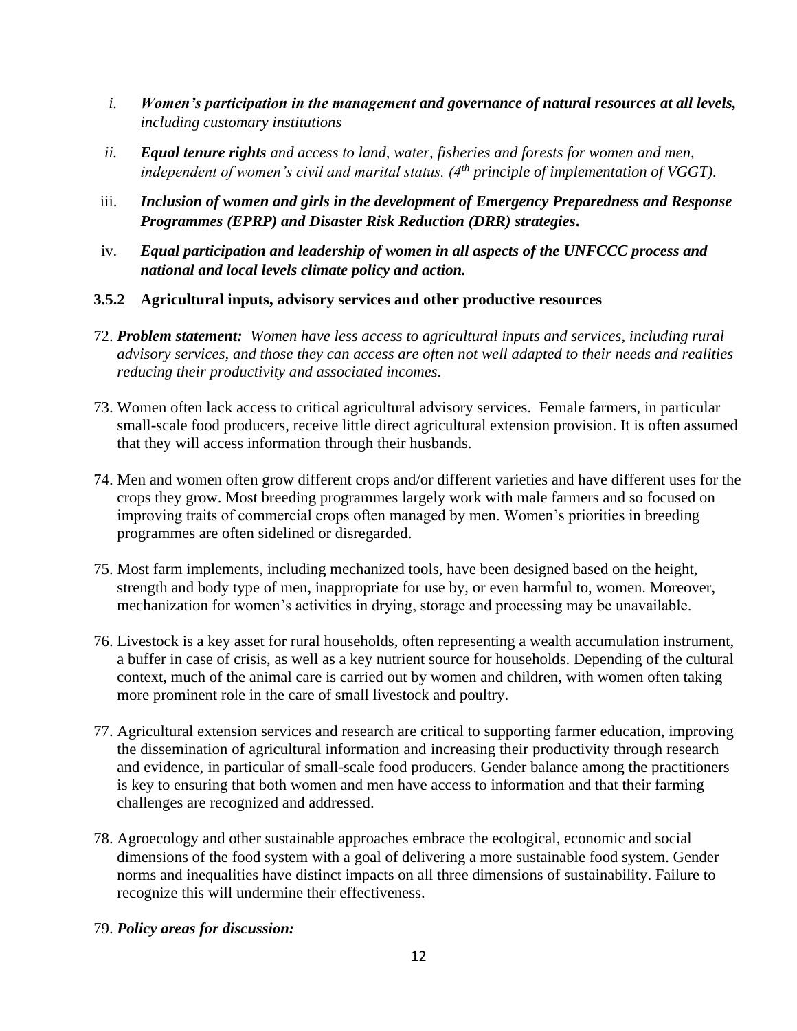i. ***Women's participation in the management** and governance of natural resources at all levels, including customary institutions*

ii. ***Equal tenure rights** and access to land, water, fisheries and forests for women and men, independent of women's civil and marital status. (4th principle of implementation of VGGT).*

iii. ***Inclusion of women and girls in the development of Emergency Preparedness and Response Programmes (EPRP) and Disaster Risk Reduction (DRR) strategies.***

iv. ***Equal participation and leadership of women in all aspects of the UNFCCC process and national and local levels climate policy and action.***

### 3.5.2 Agricultural inputs, advisory services and other productive resources

72. ***Problem statement:*** *Women have less access to agricultural inputs and services, including rural advisory services, and those they can access are often not well adapted to their needs and realities reducing their productivity and associated incomes.*

73. Women often lack access to critical agricultural advisory services. Female farmers, in particular small-scale food producers, receive little direct agricultural extension provision. It is often assumed that they will access information through their husbands.

74. Men and women often grow different crops and/or different varieties and have different uses for the crops they grow. Most breeding programmes largely work with male farmers and so focused on improving traits of commercial crops often managed by men. Women's priorities in breeding programmes are often sidelined or disregarded.

75. Most farm implements, including mechanized tools, have been designed based on the height, strength and body type of men, inappropriate for use by, or even harmful to, women. Moreover, mechanization for women's activities in drying, storage and processing may be unavailable.

76. Livestock is a key asset for rural households, often representing a wealth accumulation instrument, a buffer in case of crisis, as well as a key nutrient source for households. Depending of the cultural context, much of the animal care is carried out by women and children, with women often taking more prominent role in the care of small livestock and poultry.

77. Agricultural extension services and research are critical to supporting farmer education, improving the dissemination of agricultural information and increasing their productivity through research and evidence, in particular of small-scale food producers. Gender balance among the practitioners is key to ensuring that both women and men have access to information and that their farming challenges are recognized and addressed.

78. Agroecology and other sustainable approaches embrace the ecological, economic and social dimensions of the food system with a goal of delivering a more sustainable food system. Gender norms and inequalities have distinct impacts on all three dimensions of sustainability. Failure to recognize this will undermine their effectiveness.

79. ***Policy areas for discussion:***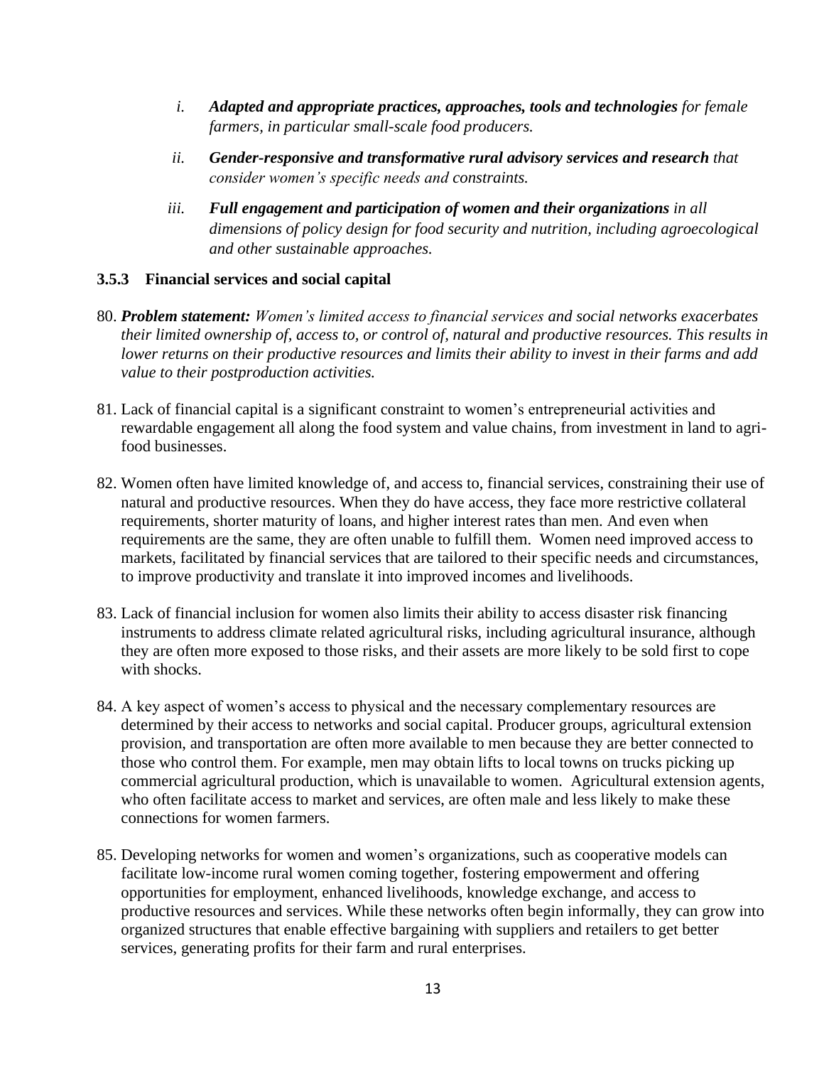i. ***Adapted and appropriate practices, approaches, tools and technologies*** *for female farmers, in particular small-scale food producers.*

ii. ***Gender-responsive and transformative rural advisory services and research*** *that consider women's specific needs and constraints.*

iii. ***Full engagement and participation of women and their organizations*** *in all dimensions of policy design for food security and nutrition, including agroecological and other sustainable approaches.*

### 3.5.3 Financial services and social capital

80. ***Problem statement:*** *Women's limited access to financial services and social networks exacerbates their limited ownership of, access to, or control of, natural and productive resources. This results in lower returns on their productive resources and limits their ability to invest in their farms and add value to their postproduction activities.*

81. Lack of financial capital is a significant constraint to women's entrepreneurial activities and rewardable engagement all along the food system and value chains, from investment in land to agri-food businesses.

82. Women often have limited knowledge of, and access to, financial services, constraining their use of natural and productive resources. When they do have access, they face more restrictive collateral requirements, shorter maturity of loans, and higher interest rates than men. And even when requirements are the same, they are often unable to fulfill them. Women need improved access to markets, facilitated by financial services that are tailored to their specific needs and circumstances, to improve productivity and translate it into improved incomes and livelihoods.

83. Lack of financial inclusion for women also limits their ability to access disaster risk financing instruments to address climate related agricultural risks, including agricultural insurance, although they are often more exposed to those risks, and their assets are more likely to be sold first to cope with shocks.

84. A key aspect of women's access to physical and the necessary complementary resources are determined by their access to networks and social capital. Producer groups, agricultural extension provision, and transportation are often more available to men because they are better connected to those who control them. For example, men may obtain lifts to local towns on trucks picking up commercial agricultural production, which is unavailable to women. Agricultural extension agents, who often facilitate access to market and services, are often male and less likely to make these connections for women farmers.

85. Developing networks for women and women's organizations, such as cooperative models can facilitate low-income rural women coming together, fostering empowerment and offering opportunities for employment, enhanced livelihoods, knowledge exchange, and access to productive resources and services. While these networks often begin informally, they can grow into organized structures that enable effective bargaining with suppliers and retailers to get better services, generating profits for their farm and rural enterprises.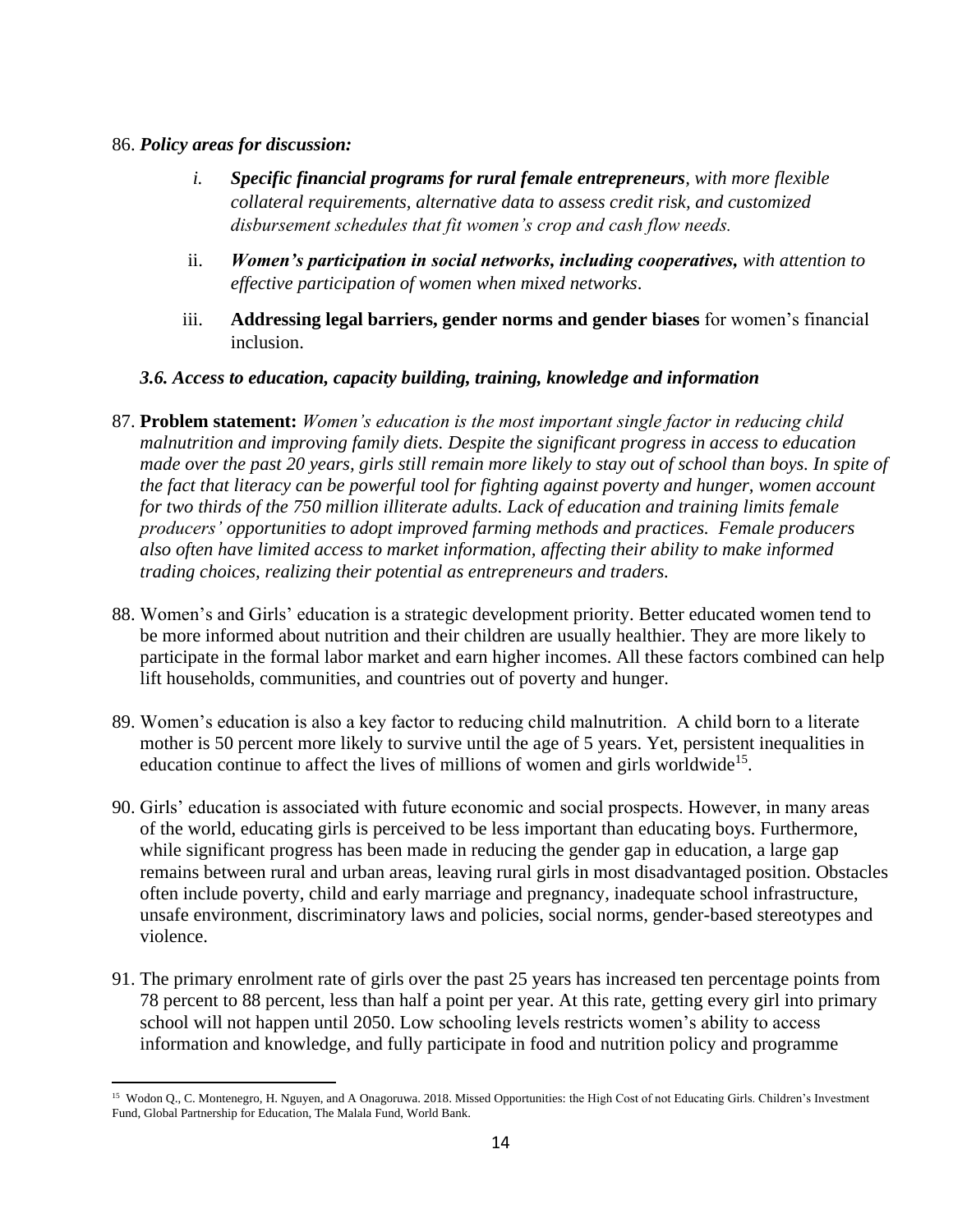86. ***Policy areas for discussion:***

   i. ***Specific financial programs for rural female entrepreneurs****, with more flexible collateral requirements, alternative data to assess credit risk, and customized disbursement schedules that fit women's crop and cash flow needs.*

   ii. ***Women's participation in social networks, including cooperatives,*** *with attention to effective participation of women when mixed networks*.

   iii. **Addressing legal barriers, gender norms and gender biases** for women's financial inclusion.

### *3.6. Access to education, capacity building, training, knowledge and information*

87. **Problem statement:** *Women's education is the most important single factor in reducing child malnutrition and improving family diets. Despite the significant progress in access to education made over the past 20 years, girls still remain more likely to stay out of school than boys. In spite of the fact that literacy can be powerful tool for fighting against poverty and hunger, women account for two thirds of the 750 million illiterate adults. Lack of education and training limits female producers' opportunities to adopt improved farming methods and practices. Female producers also often have limited access to market information, affecting their ability to make informed trading choices, realizing their potential as entrepreneurs and traders.*

88. Women's and Girls' education is a strategic development priority. Better educated women tend to be more informed about nutrition and their children are usually healthier. They are more likely to participate in the formal labor market and earn higher incomes. All these factors combined can help lift households, communities, and countries out of poverty and hunger.

89. Women's education is also a key factor to reducing child malnutrition. A child born to a literate mother is 50 percent more likely to survive until the age of 5 years. Yet, persistent inequalities in education continue to affect the lives of millions of women and girls worldwide[15].

90. Girls' education is associated with future economic and social prospects. However, in many areas of the world, educating girls is perceived to be less important than educating boys. Furthermore, while significant progress has been made in reducing the gender gap in education, a large gap remains between rural and urban areas, leaving rural girls in most disadvantaged position. Obstacles often include poverty, child and early marriage and pregnancy, inadequate school infrastructure, unsafe environment, discriminatory laws and policies, social norms, gender-based stereotypes and violence.

91. The primary enrolment rate of girls over the past 25 years has increased ten percentage points from 78 percent to 88 percent, less than half a point per year. At this rate, getting every girl into primary school will not happen until 2050. Low schooling levels restricts women's ability to access information and knowledge, and fully participate in food and nutrition policy and programme

---

[15] Wodon Q., C. Montenegro, H. Nguyen, and A Onagoruwa. 2018. Missed Opportunities: the High Cost of not Educating Girls. Children's Investment Fund, Global Partnership for Education, The Malala Fund, World Bank.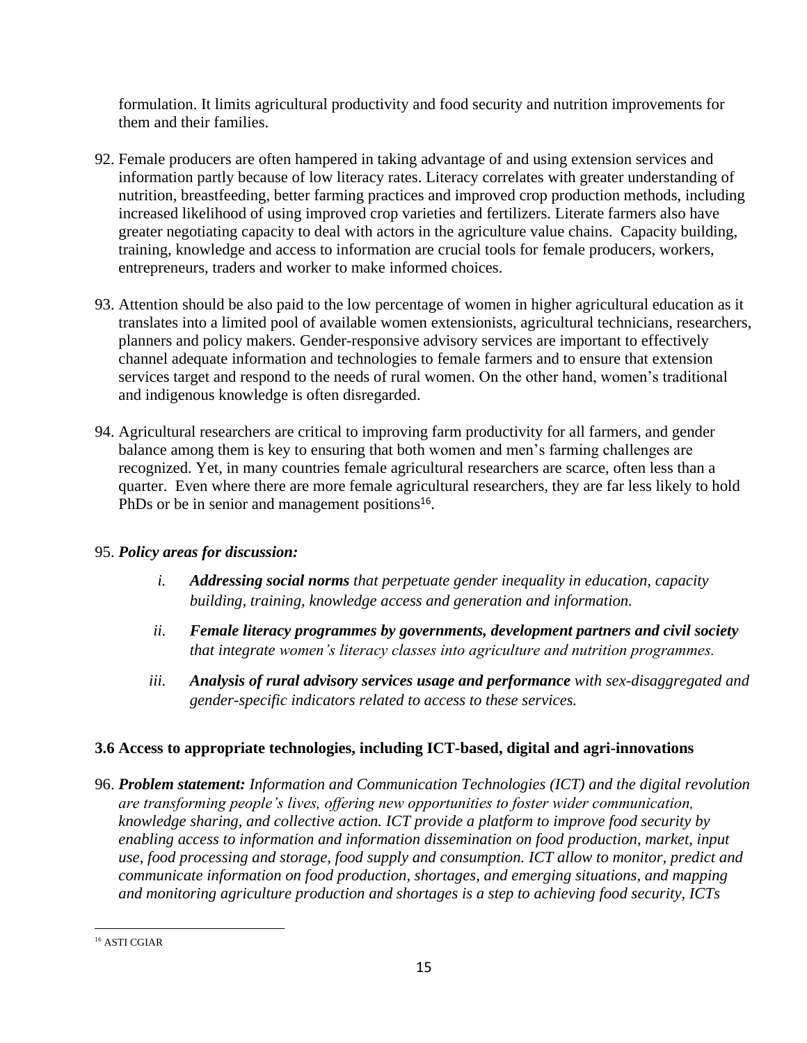formulation. It limits agricultural productivity and food security and nutrition improvements for them and their families.

92. Female producers are often hampered in taking advantage of and using extension services and information partly because of low literacy rates. Literacy correlates with greater understanding of nutrition, breastfeeding, better farming practices and improved crop production methods, including increased likelihood of using improved crop varieties and fertilizers. Literate farmers also have greater negotiating capacity to deal with actors in the agriculture value chains. Capacity building, training, knowledge and access to information are crucial tools for female producers, workers, entrepreneurs, traders and worker to make informed choices.

93. Attention should be also paid to the low percentage of women in higher agricultural education as it translates into a limited pool of available women extensionists, agricultural technicians, researchers, planners and policy makers. Gender-responsive advisory services are important to effectively channel adequate information and technologies to female farmers and to ensure that extension services target and respond to the needs of rural women. On the other hand, women's traditional and indigenous knowledge is often disregarded.

94. Agricultural researchers are critical to improving farm productivity for all farmers, and gender balance among them is key to ensuring that both women and men's farming challenges are recognized. Yet, in many countries female agricultural researchers are scarce, often less than a quarter. Even where there are more female agricultural researchers, they are far less likely to hold PhDs or be in senior and management positions[16].

95. ***Policy areas for discussion:***

   i. ***Addressing social norms*** *that perpetuate gender inequality in education, capacity building, training, knowledge access and generation and information.*

   ii. ***Female literacy programmes by governments, development partners and civil society*** *that integrate women's literacy classes into agriculture and nutrition programmes.*

   iii. ***Analysis of rural advisory services usage and performance*** *with sex-disaggregated and gender-specific indicators related to access to these services.*

### 3.6 Access to appropriate technologies, including ICT-based, digital and agri-innovations

96. ***Problem statement:*** *Information and Communication Technologies (ICT) and the digital revolution are transforming people's lives, offering new opportunities to foster wider communication, knowledge sharing, and collective action. ICT provide a platform to improve food security by enabling access to information and information dissemination on food production, market, input use, food processing and storage, food supply and consumption. ICT allow to monitor, predict and communicate information on food production, shortages, and emerging situations, and mapping and monitoring agriculture production and shortages is a step to achieving food security, ICTs*

---

[16] ASTI CGIAR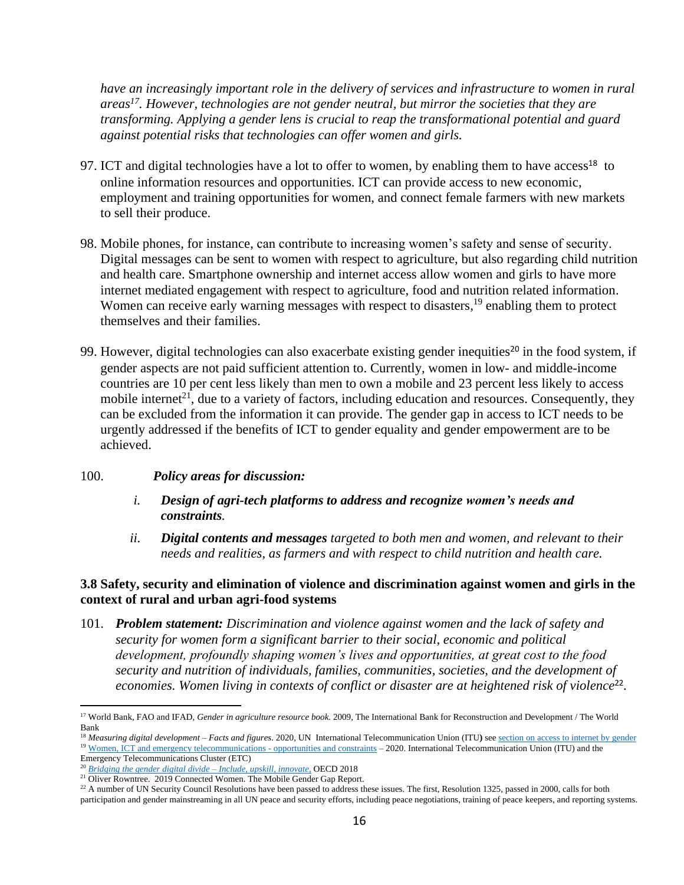*have an increasingly important role in the delivery of services and infrastructure to women in rural areas[17]. However, technologies are not gender neutral, but mirror the societies that they are transforming. Applying a gender lens is crucial to reap the transformational potential and guard against potential risks that technologies can offer women and girls.*

97. ICT and digital technologies have a lot to offer to women, by enabling them to have access[18] to online information resources and opportunities. ICT can provide access to new economic, employment and training opportunities for women, and connect female farmers with new markets to sell their produce.

98. Mobile phones, for instance, can contribute to increasing women's safety and sense of security. Digital messages can be sent to women with respect to agriculture, but also regarding child nutrition and health care. Smartphone ownership and internet access allow women and girls to have more internet mediated engagement with respect to agriculture, food and nutrition related information. Women can receive early warning messages with respect to disasters,[19] enabling them to protect themselves and their families.

99. However, digital technologies can also exacerbate existing gender inequities[20] in the food system, if gender aspects are not paid sufficient attention to. Currently, women in low- and middle-income countries are 10 per cent less likely than men to own a mobile and 23 percent less likely to access mobile internet[21], due to a variety of factors, including education and resources. Consequently, they can be excluded from the information it can provide. The gender gap in access to ICT needs to be urgently addressed if the benefits of ICT to gender equality and gender empowerment are to be achieved.

100. ***Policy areas for discussion:***

   *i.* ***Design of agri-tech platforms to address and recognize women's needs and constraints.***

   *ii.* ***Digital contents and messages** targeted to both men and women, and relevant to their needs and realities, as farmers and with respect to child nutrition and health care.*

### 3.8 Safety, security and elimination of violence and discrimination against women and girls in the context of rural and urban agri-food systems

101. ***Problem statement:** Discrimination and violence against women and the lack of safety and security for women form a significant barrier to their social, economic and political development, profoundly shaping women's lives and opportunities, at great cost to the food security and nutrition of individuals, families, communities, societies, and the development of economies. Women living in contexts of conflict or disaster are at heightened risk of violence[22].*

---

[17] World Bank, FAO and IFAD, *Gender in agriculture resource book.* 2009, The International Bank for Reconstruction and Development / The World Bank

[18] *Measuring digital development – Facts and figures*. 2020, UN International Telecommunication Union (ITU) see section on access to internet by gender

[19] Women, ICT and emergency telecommunications - opportunities and constraints – 2020. International Telecommunication Union (ITU) and the Emergency Telecommunications Cluster (ETC)

[20] *Bridging the gender digital divide – Include, upskill, innovate,* OECD 2018

[21] Oliver Rowntree. 2019 Connected Women. The Mobile Gender Gap Report.

[22] A number of UN Security Council Resolutions have been passed to address these issues. The first, Resolution 1325, passed in 2000, calls for both participation and gender mainstreaming in all UN peace and security efforts, including peace negotiations, training of peace keepers, and reporting systems.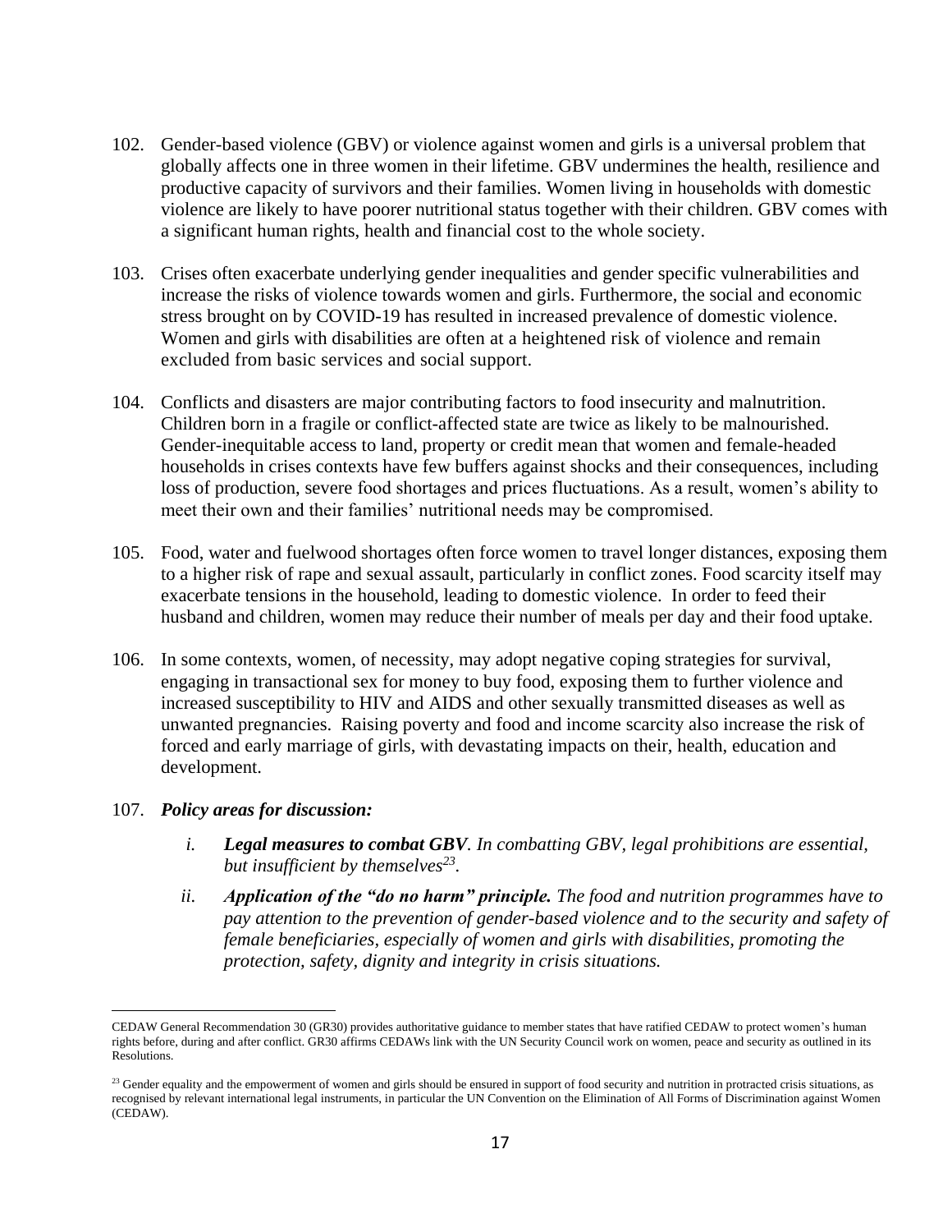102. Gender-based violence (GBV) or violence against women and girls is a universal problem that globally affects one in three women in their lifetime. GBV undermines the health, resilience and productive capacity of survivors and their families. Women living in households with domestic violence are likely to have poorer nutritional status together with their children. GBV comes with a significant human rights, health and financial cost to the whole society.

103. Crises often exacerbate underlying gender inequalities and gender specific vulnerabilities and increase the risks of violence towards women and girls. Furthermore, the social and economic stress brought on by COVID-19 has resulted in increased prevalence of domestic violence. Women and girls with disabilities are often at a heightened risk of violence and remain excluded from basic services and social support.

104. Conflicts and disasters are major contributing factors to food insecurity and malnutrition. Children born in a fragile or conflict-affected state are twice as likely to be malnourished. Gender-inequitable access to land, property or credit mean that women and female-headed households in crises contexts have few buffers against shocks and their consequences, including loss of production, severe food shortages and prices fluctuations. As a result, women's ability to meet their own and their families' nutritional needs may be compromised.

105. Food, water and fuelwood shortages often force women to travel longer distances, exposing them to a higher risk of rape and sexual assault, particularly in conflict zones. Food scarcity itself may exacerbate tensions in the household, leading to domestic violence. In order to feed their husband and children, women may reduce their number of meals per day and their food uptake.

106. In some contexts, women, of necessity, may adopt negative coping strategies for survival, engaging in transactional sex for money to buy food, exposing them to further violence and increased susceptibility to HIV and AIDS and other sexually transmitted diseases as well as unwanted pregnancies. Raising poverty and food and income scarcity also increase the risk of forced and early marriage of girls, with devastating impacts on their, health, education and development.

107. ***Policy areas for discussion:***

   i. ***Legal measures to combat GBV****. In combatting GBV, legal prohibitions are essential, but insufficient by themselves*[23].

   ii. ***Application of the "do no harm" principle.*** *The food and nutrition programmes have to pay attention to the prevention of gender-based violence and to the security and safety of female beneficiaries, especially of women and girls with disabilities, promoting the protection, safety, dignity and integrity in crisis situations.*

---

CEDAW General Recommendation 30 (GR30) provides authoritative guidance to member states that have ratified CEDAW to protect women's human rights before, during and after conflict. GR30 affirms CEDAWs link with the UN Security Council work on women, peace and security as outlined in its Resolutions.

[23] Gender equality and the empowerment of women and girls should be ensured in support of food security and nutrition in protracted crisis situations, as recognised by relevant international legal instruments, in particular the UN Convention on the Elimination of All Forms of Discrimination against Women (CEDAW).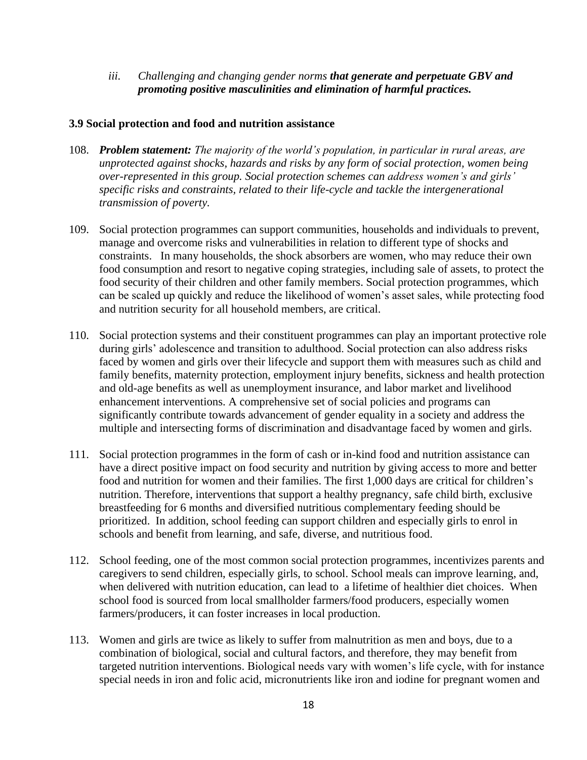iii. *Challenging and changing gender norms **that generate and perpetuate GBV and promoting positive masculinities and elimination of harmful practices.***

### 3.9 Social protection and food and nutrition assistance

108. ***Problem statement:*** *The majority of the world's population, in particular in rural areas, are unprotected against shocks, hazards and risks by any form of social protection, women being over-represented in this group. Social protection schemes can address women's and girls' specific risks and constraints, related to their life-cycle and tackle the intergenerational transmission of poverty.*

109. Social protection programmes can support communities, households and individuals to prevent, manage and overcome risks and vulnerabilities in relation to different type of shocks and constraints. In many households, the shock absorbers are women, who may reduce their own food consumption and resort to negative coping strategies, including sale of assets, to protect the food security of their children and other family members. Social protection programmes, which can be scaled up quickly and reduce the likelihood of women's asset sales, while protecting food and nutrition security for all household members, are critical.

110. Social protection systems and their constituent programmes can play an important protective role during girls' adolescence and transition to adulthood. Social protection can also address risks faced by women and girls over their lifecycle and support them with measures such as child and family benefits, maternity protection, employment injury benefits, sickness and health protection and old-age benefits as well as unemployment insurance, and labor market and livelihood enhancement interventions. A comprehensive set of social policies and programs can significantly contribute towards advancement of gender equality in a society and address the multiple and intersecting forms of discrimination and disadvantage faced by women and girls.

111. Social protection programmes in the form of cash or in-kind food and nutrition assistance can have a direct positive impact on food security and nutrition by giving access to more and better food and nutrition for women and their families. The first 1,000 days are critical for children's nutrition. Therefore, interventions that support a healthy pregnancy, safe child birth, exclusive breastfeeding for 6 months and diversified nutritious complementary feeding should be prioritized. In addition, school feeding can support children and especially girls to enrol in schools and benefit from learning, and safe, diverse, and nutritious food.

112. School feeding, one of the most common social protection programmes, incentivizes parents and caregivers to send children, especially girls, to school. School meals can improve learning, and, when delivered with nutrition education, can lead to a lifetime of healthier diet choices. When school food is sourced from local smallholder farmers/food producers, especially women farmers/producers, it can foster increases in local production.

113. Women and girls are twice as likely to suffer from malnutrition as men and boys, due to a combination of biological, social and cultural factors, and therefore, they may benefit from targeted nutrition interventions. Biological needs vary with women's life cycle, with for instance special needs in iron and folic acid, micronutrients like iron and iodine for pregnant women and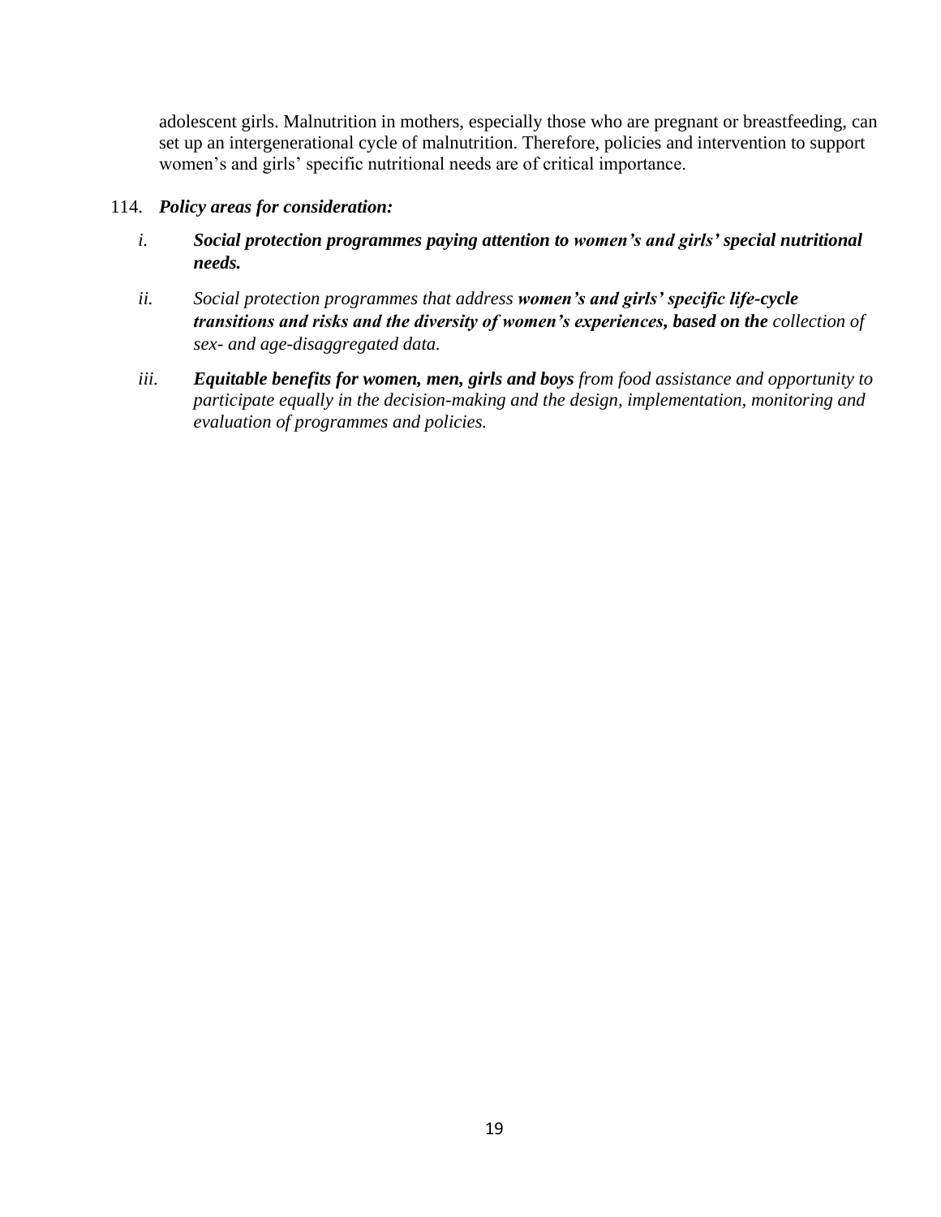adolescent girls. Malnutrition in mothers, especially those who are pregnant or breastfeeding, can set up an intergenerational cycle of malnutrition. Therefore, policies and intervention to support women's and girls' specific nutritional needs are of critical importance.

114. ***Policy areas for consideration:***

i. ***Social protection programmes paying attention to women's and girls' special nutritional needs.***

ii. *Social protection programmes that address* ***women's and girls' specific life-cycle transitions and risks and the diversity of women's experiences, based on the*** *collection of sex- and age-disaggregated data.*

iii. ***Equitable benefits for women, men, girls and boys*** *from food assistance and opportunity to participate equally in the decision-making and the design, implementation, monitoring and evaluation of programmes and policies.*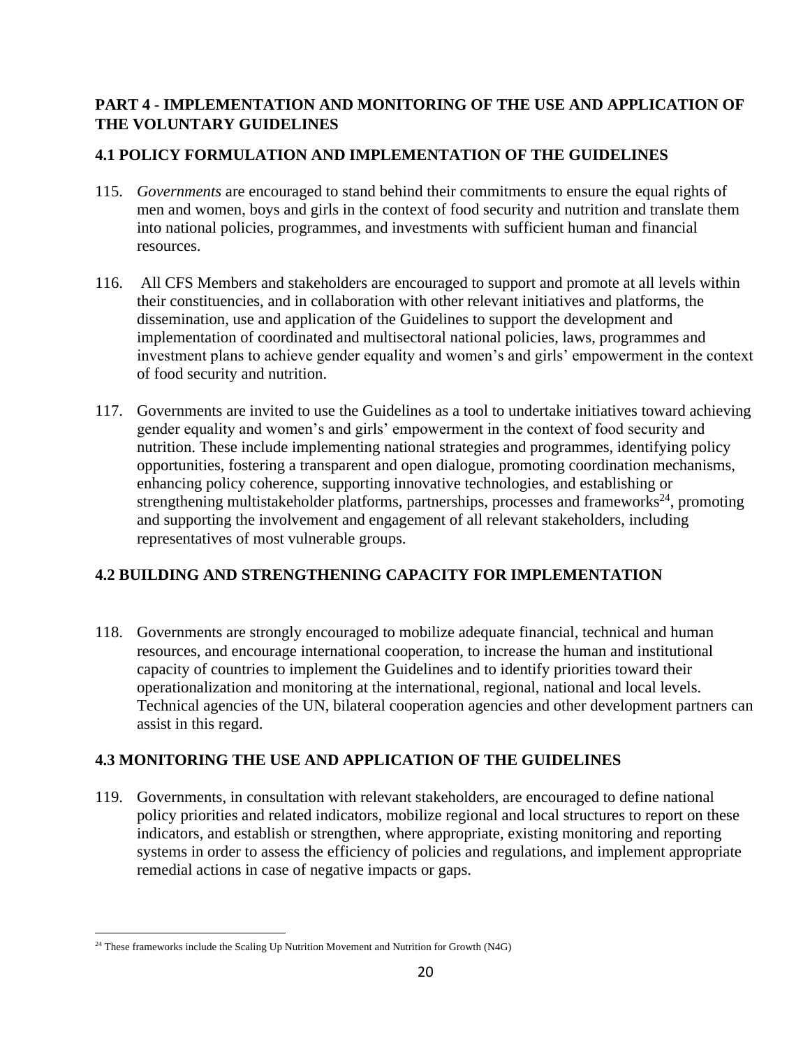## PART 4 - IMPLEMENTATION AND MONITORING OF THE USE AND APPLICATION OF THE VOLUNTARY GUIDELINES

### 4.1 POLICY FORMULATION AND IMPLEMENTATION OF THE GUIDELINES

115. *Governments* are encouraged to stand behind their commitments to ensure the equal rights of men and women, boys and girls in the context of food security and nutrition and translate them into national policies, programmes, and investments with sufficient human and financial resources.

116. All CFS Members and stakeholders are encouraged to support and promote at all levels within their constituencies, and in collaboration with other relevant initiatives and platforms, the dissemination, use and application of the Guidelines to support the development and implementation of coordinated and multisectoral national policies, laws, programmes and investment plans to achieve gender equality and women's and girls' empowerment in the context of food security and nutrition.

117. Governments are invited to use the Guidelines as a tool to undertake initiatives toward achieving gender equality and women's and girls' empowerment in the context of food security and nutrition. These include implementing national strategies and programmes, identifying policy opportunities, fostering a transparent and open dialogue, promoting coordination mechanisms, enhancing policy coherence, supporting innovative technologies, and establishing or strengthening multistakeholder platforms, partnerships, processes and frameworks[24], promoting and supporting the involvement and engagement of all relevant stakeholders, including representatives of most vulnerable groups.

### 4.2 BUILDING AND STRENGTHENING CAPACITY FOR IMPLEMENTATION

118. Governments are strongly encouraged to mobilize adequate financial, technical and human resources, and encourage international cooperation, to increase the human and institutional capacity of countries to implement the Guidelines and to identify priorities toward their operationalization and monitoring at the international, regional, national and local levels. Technical agencies of the UN, bilateral cooperation agencies and other development partners can assist in this regard.

### 4.3 MONITORING THE USE AND APPLICATION OF THE GUIDELINES

119. Governments, in consultation with relevant stakeholders, are encouraged to define national policy priorities and related indicators, mobilize regional and local structures to report on these indicators, and establish or strengthen, where appropriate, existing monitoring and reporting systems in order to assess the efficiency of policies and regulations, and implement appropriate remedial actions in case of negative impacts or gaps.

---

[24] These frameworks include the Scaling Up Nutrition Movement and Nutrition for Growth (N4G)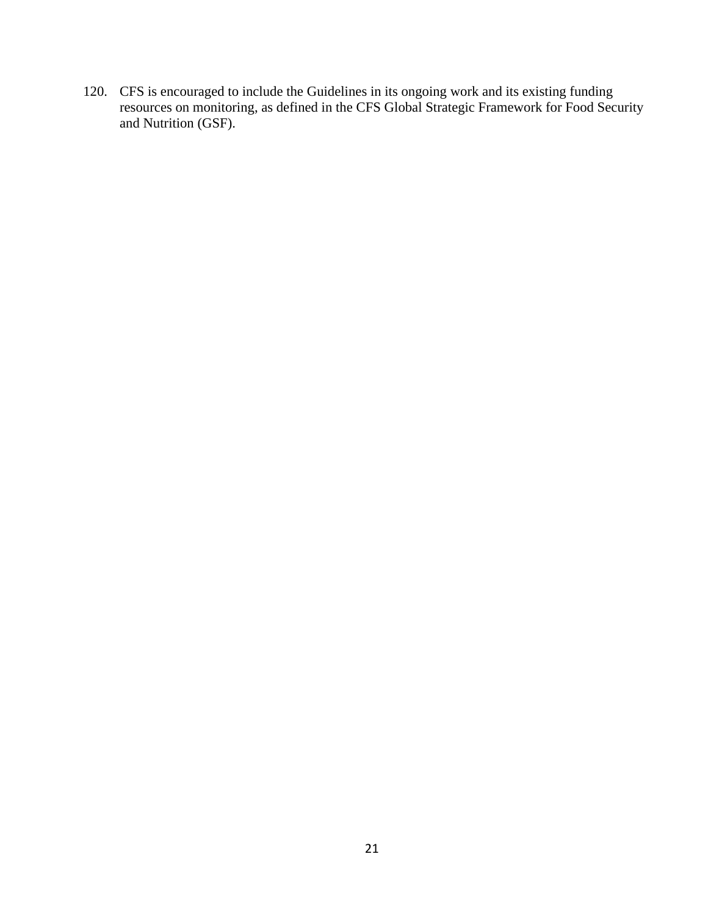120. CFS is encouraged to include the Guidelines in its ongoing work and its existing funding resources on monitoring, as defined in the CFS Global Strategic Framework for Food Security and Nutrition (GSF).